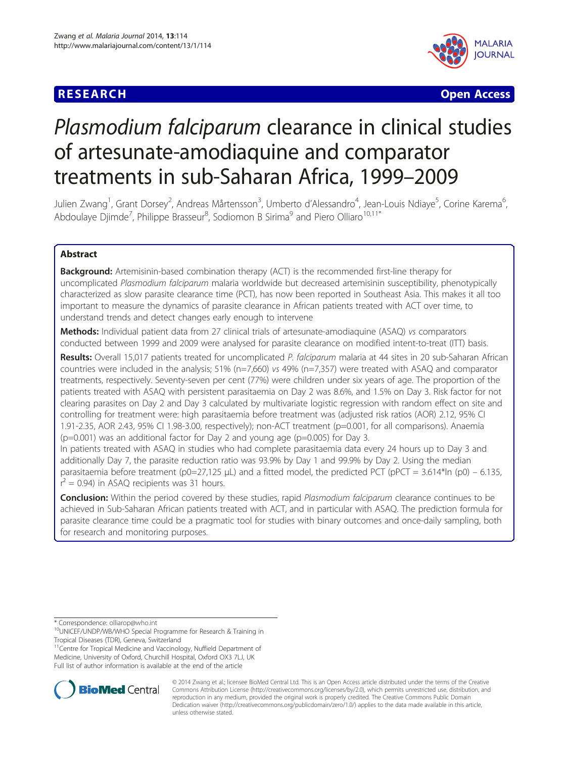**RESEARCH** **Open Access**

# *Plasmodium falciparum* clearance in clinical studies of artesunate-amodiaquine and comparator treatments in sub-Saharan Africa, 1999–2009

Julien Zwang[1], Grant Dorsey[2], Andreas Mårtensson[3], Umberto d'Alessandro[4], Jean-Louis Ndiaye[5], Corine Karema[6], Abdoulaye Djimde[7], Philippe Brasseur[8], Sodiomon B Sirima[9] and Piero Olliaro[10,11]*

## Abstract

**Background:** Artemisinin-based combination therapy (ACT) is the recommended first-line therapy for uncomplicated *Plasmodium falciparum* malaria worldwide but decreased artemisinin susceptibility, phenotypically characterized as slow parasite clearance time (PCT), has now been reported in Southeast Asia. This makes it all too important to measure the dynamics of parasite clearance in African patients treated with ACT over time, to understand trends and detect changes early enough to intervene

**Methods:** Individual patient data from 27 clinical trials of artesunate-amodiaquine (ASAQ) *vs* comparators conducted between 1999 and 2009 were analysed for parasite clearance on modified intent-to-treat (ITT) basis.

**Results:** Overall 15,017 patients treated for uncomplicated *P. falciparum* malaria at 44 sites in 20 sub-Saharan African countries were included in the analysis; 51% (n=7,660) *vs* 49% (n=7,357) were treated with ASAQ and comparator treatments, respectively. Seventy-seven per cent (77%) were children under six years of age. The proportion of the patients treated with ASAQ with persistent parasitaemia on Day 2 was 8.6%, and 1.5% on Day 3. Risk factor for not clearing parasites on Day 2 and Day 3 calculated by multivariate logistic regression with random effect on site and controlling for treatment were: high parasitaemia before treatment was (adjusted risk ratios (AOR) 2.12, 95% CI 1.91-2.35, AOR 2.43, 95% CI 1.98-3.00, respectively); non-ACT treatment (p=0.001, for all comparisons). Anaemia (p=0.001) was an additional factor for Day 2 and young age (p=0.005) for Day 3.

In patients treated with ASAQ in studies who had complete parasitaemia data every 24 hours up to Day 3 and additionally Day 7, the parasite reduction ratio was 93.9% by Day 1 and 99.9% by Day 2. Using the median parasitaemia before treatment (p0=27,125 μL) and a fitted model, the predicted PCT (pPCT = 3.614*ln (p0) – 6.135, $r^2$ = 0.94) in ASAQ recipients was 31 hours.

**Conclusion:** Within the period covered by these studies, rapid *Plasmodium falciparum* clearance continues to be achieved in Sub-Saharan African patients treated with ACT, and in particular with ASAQ. The prediction formula for parasite clearance time could be a pragmatic tool for studies with binary outcomes and once-daily sampling, both for research and monitoring purposes.

\* Correspondence: olliarop@who.int
[10]UNICEF/UNDP/WB/WHO Special Programme for Research & Training in Tropical Diseases (TDR), Geneva, Switzerland
[11]Centre for Tropical Medicine and Vaccinology, Nuffield Department of Medicine, University of Oxford, Churchill Hospital, Oxford OX3 7LJ, UK
Full list of author information is available at the end of the article

© 2014 Zwang et al.; licensee BioMed Central Ltd. This is an Open Access article distributed under the terms of the Creative Commons Attribution License (http://creativecommons.org/licenses/by/2.0), which permits unrestricted use, distribution, and reproduction in any medium, provided the original work is properly credited. The Creative Commons Public Domain Dedication waiver (http://creativecommons.org/publicdomain/zero/1.0/) applies to the data made available in this article, unless otherwise stated.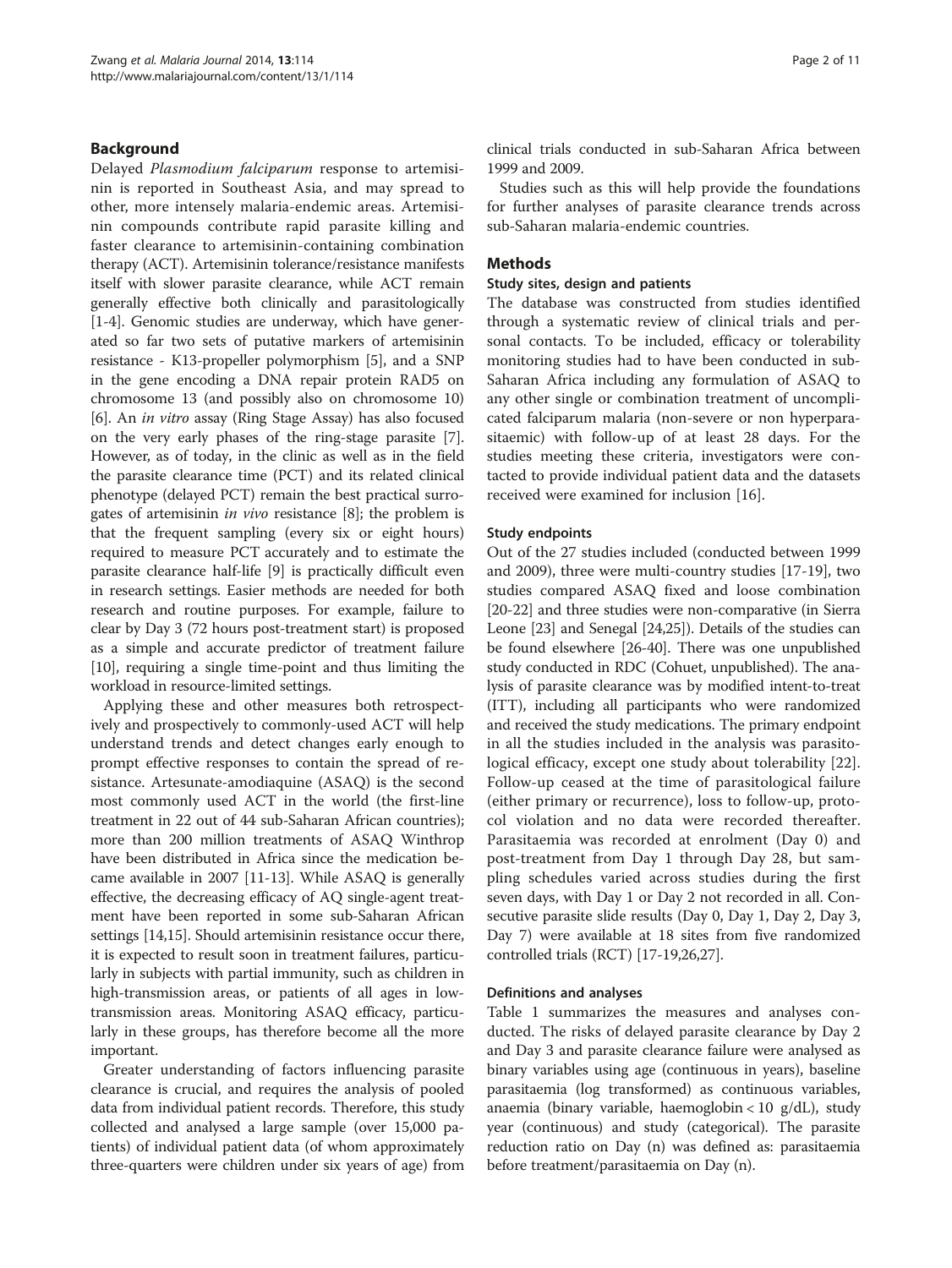## Background

Delayed *Plasmodium falciparum* response to artemisinin is reported in Southeast Asia, and may spread to other, more intensely malaria-endemic areas. Artemisinin compounds contribute rapid parasite killing and faster clearance to artemisinin-containing combination therapy (ACT). Artemisinin tolerance/resistance manifests itself with slower parasite clearance, while ACT remain generally effective both clinically and parasitologically [1-4]. Genomic studies are underway, which have generated so far two sets of putative markers of artemisinin resistance - K13-propeller polymorphism [5], and a SNP in the gene encoding a DNA repair protein RAD5 on chromosome 13 (and possibly also on chromosome 10) [6]. An *in vitro* assay (Ring Stage Assay) has also focused on the very early phases of the ring-stage parasite [7]. However, as of today, in the clinic as well as in the field the parasite clearance time (PCT) and its related clinical phenotype (delayed PCT) remain the best practical surrogates of artemisinin *in vivo* resistance [8]; the problem is that the frequent sampling (every six or eight hours) required to measure PCT accurately and to estimate the parasite clearance half-life [9] is practically difficult even in research settings. Easier methods are needed for both research and routine purposes. For example, failure to clear by Day 3 (72 hours post-treatment start) is proposed as a simple and accurate predictor of treatment failure [10], requiring a single time-point and thus limiting the workload in resource-limited settings.

Applying these and other measures both retrospectively and prospectively to commonly-used ACT will help understand trends and detect changes early enough to prompt effective responses to contain the spread of resistance. Artesunate-amodiaquine (ASAQ) is the second most commonly used ACT in the world (the first-line treatment in 22 out of 44 sub-Saharan African countries); more than 200 million treatments of ASAQ Winthrop have been distributed in Africa since the medication became available in 2007 [11-13]. While ASAQ is generally effective, the decreasing efficacy of AQ single-agent treatment have been reported in some sub-Saharan African settings [14,15]. Should artemisinin resistance occur there, it is expected to result soon in treatment failures, particularly in subjects with partial immunity, such as children in high-transmission areas, or patients of all ages in low-transmission areas. Monitoring ASAQ efficacy, particularly in these groups, has therefore become all the more important.

Greater understanding of factors influencing parasite clearance is crucial, and requires the analysis of pooled data from individual patient records. Therefore, this study collected and analysed a large sample (over 15,000 patients) of individual patient data (of whom approximately three-quarters were children under six years of age) from clinical trials conducted in sub-Saharan Africa between 1999 and 2009.

Studies such as this will help provide the foundations for further analyses of parasite clearance trends across sub-Saharan malaria-endemic countries.

## Methods

### Study sites, design and patients

The database was constructed from studies identified through a systematic review of clinical trials and personal contacts. To be included, efficacy or tolerability monitoring studies had to have been conducted in sub-Saharan Africa including any formulation of ASAQ to any other single or combination treatment of uncomplicated falciparum malaria (non-severe or non hyperparasitaemic) with follow-up of at least 28 days. For the studies meeting these criteria, investigators were contacted to provide individual patient data and the datasets received were examined for inclusion [16].

### Study endpoints

Out of the 27 studies included (conducted between 1999 and 2009), three were multi-country studies [17-19], two studies compared ASAQ fixed and loose combination [20-22] and three studies were non-comparative (in Sierra Leone [23] and Senegal [24,25]). Details of the studies can be found elsewhere [26-40]. There was one unpublished study conducted in RDC (Cohuet, unpublished). The analysis of parasite clearance was by modified intent-to-treat (ITT), including all participants who were randomized and received the study medications. The primary endpoint in all the studies included in the analysis was parasitological efficacy, except one study about tolerability [22]. Follow-up ceased at the time of parasitological failure (either primary or recurrence), loss to follow-up, protocol violation and no data were recorded thereafter. Parasitaemia was recorded at enrolment (Day 0) and post-treatment from Day 1 through Day 28, but sampling schedules varied across studies during the first seven days, with Day 1 or Day 2 not recorded in all. Consecutive parasite slide results (Day 0, Day 1, Day 2, Day 3, Day 7) were available at 18 sites from five randomized controlled trials (RCT) [17-19,26,27].

### Definitions and analyses

Table 1 summarizes the measures and analyses conducted. The risks of delayed parasite clearance by Day 2 and Day 3 and parasite clearance failure were analysed as binary variables using age (continuous in years), baseline parasitaemia (log transformed) as continuous variables, anaemia (binary variable, haemoglobin < 10 g/dL), study year (continuous) and study (categorical). The parasite reduction ratio on Day (n) was defined as: parasitaemia before treatment/parasitaemia on Day (n).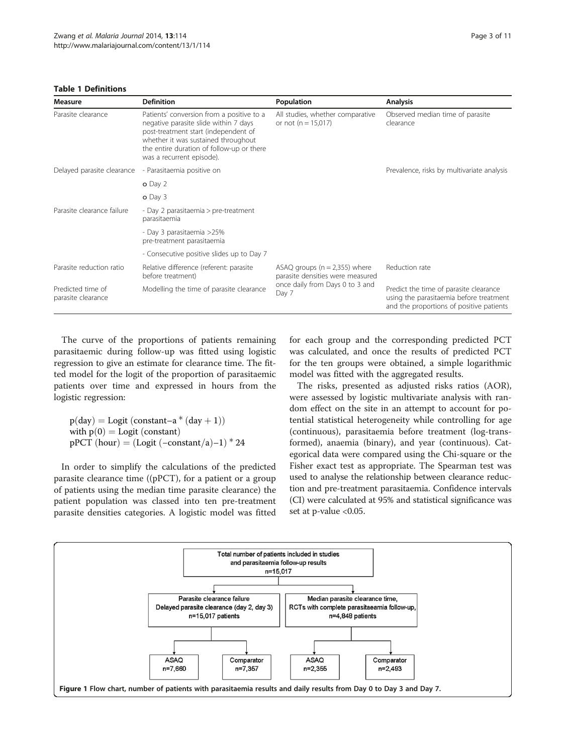**Table 1 Definitions**

| Measure | Definition | Population | Analysis |
|---|---|---|---|
| Parasite clearance | Patients' conversion from a positive to a negative parasite slide within 7 days post-treatment start (independent of whether it was sustained throughout the entire duration of follow-up or there was a recurrent episode). | All studies, whether comparative or not (n = 15,017) | Observed median time of parasite clearance |
| Delayed parasite clearance | - Parasitaemia positive on | | Prevalence, risks by multivariate analysis |
| | o Day 2 | | |
| | o Day 3 | | |
| Parasite clearance failure | - Day 2 parasitaemia > pre-treatment parasitaemia | | |
| | - Day 3 parasitaemia >25% pre-treatment parasitaemia | | |
| | - Consecutive positive slides up to Day 7 | | |
| Parasite reduction ratio | Relative difference (referent: parasite before treatment) | ASAQ groups (n = 2,355) where parasite densities were measured once daily from Days 0 to 3 and Day 7 | Reduction rate |
| Predicted time of parasite clearance | Modelling the time of parasite clearance | | Predict the time of parasite clearance using the parasitaemia before treatment and the proportions of positive patients |

The curve of the proportions of patients remaining parasitaemic during follow-up was fitted using logistic regression to give an estimate for clearance time. The fitted model for the logit of the proportion of parasitaemic patients over time and expressed in hours from the logistic regression:

$$p(\text{day}) = \text{Logit}\ (\text{constant} - a * (\text{day} + 1))$$
$$\text{with } p(0) = \text{Logit}\ (\text{constant})$$
$$\text{pPCT (hour)} = (\text{Logit}\ (-\text{constant}/a) - 1) * 24$$

In order to simplify the calculations of the predicted parasite clearance time ((pPCT), for a patient or a group of patients using the median time parasite clearance) the patient population was classed into ten pre-treatment parasite densities categories. A logistic model was fitted for each group and the corresponding predicted PCT was calculated, and once the results of predicted PCT for the ten groups were obtained, a simple logarithmic model was fitted with the aggregated results.

The risks, presented as adjusted risks ratios (AOR), were assessed by logistic multivariate analysis with random effect on the site in an attempt to account for potential statistical heterogeneity while controlling for age (continuous), parasitaemia before treatment (log-transformed), anaemia (binary), and year (continuous). Categorical data were compared using the Chi-square or the Fisher exact test as appropriate. The Spearman test was used to analyse the relationship between clearance reduction and pre-treatment parasitaemia. Confidence intervals (CI) were calculated at 95% and statistical significance was set at p-value <0.05.

Total number of patients included in studies and parasitaemia follow-up results n=15,017

- Parasite clearance failure, Delayed parasite clearance (day 2, day 3) n=15,017 patients
  - ASAQ n=7,660
  - Comparator n=7,357
- Median parasite clearance time, RCTs with complete parasitaeamia follow-up, n=4,848 patients
  - ASAQ n=2,355
  - Comparator n=2,493

**Figure 1** Flow chart, number of patients with parasitaemia results and daily results from Day 0 to Day 3 and Day 7.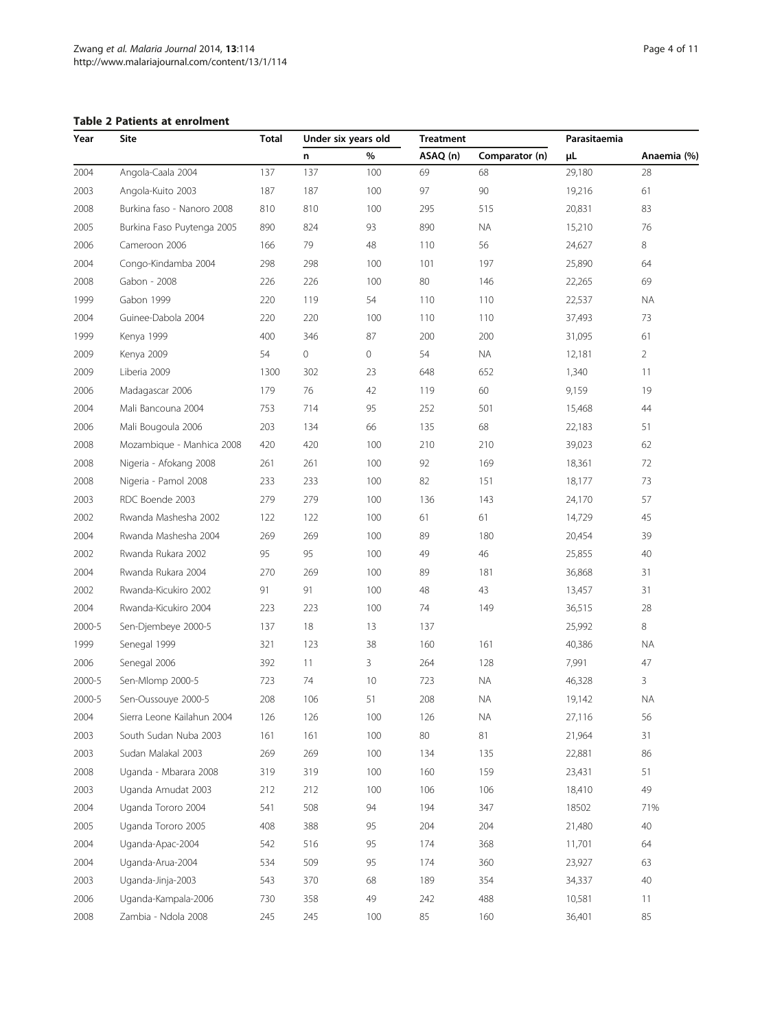**Table 2 Patients at enrolment**

| Year | Site | Total | Under six years old | | Treatment | | Parasitaemia | |
|---|---|---|---|---|---|---|---|---|
| | | | n | % | ASAQ (n) | Comparator (n) | µL | Anaemia (%) |
| 2004 | Angola-Caala 2004 | 137 | 137 | 100 | 69 | 68 | 29,180 | 28 |
| 2003 | Angola-Kuito 2003 | 187 | 187 | 100 | 97 | 90 | 19,216 | 61 |
| 2008 | Burkina faso - Nanoro 2008 | 810 | 810 | 100 | 295 | 515 | 20,831 | 83 |
| 2005 | Burkina Faso Puytenga 2005 | 890 | 824 | 93 | 890 | NA | 15,210 | 76 |
| 2006 | Cameroon 2006 | 166 | 79 | 48 | 110 | 56 | 24,627 | 8 |
| 2004 | Congo-Kindamba 2004 | 298 | 298 | 100 | 101 | 197 | 25,890 | 64 |
| 2008 | Gabon - 2008 | 226 | 226 | 100 | 80 | 146 | 22,265 | 69 |
| 1999 | Gabon 1999 | 220 | 119 | 54 | 110 | 110 | 22,537 | NA |
| 2004 | Guinee-Dabola 2004 | 220 | 220 | 100 | 110 | 110 | 37,493 | 73 |
| 1999 | Kenya 1999 | 400 | 346 | 87 | 200 | 200 | 31,095 | 61 |
| 2009 | Kenya 2009 | 54 | 0 | 0 | 54 | NA | 12,181 | 2 |
| 2009 | Liberia 2009 | 1300 | 302 | 23 | 648 | 652 | 1,340 | 11 |
| 2006 | Madagascar 2006 | 179 | 76 | 42 | 119 | 60 | 9,159 | 19 |
| 2004 | Mali Bancouna 2004 | 753 | 714 | 95 | 252 | 501 | 15,468 | 44 |
| 2006 | Mali Bougoula 2006 | 203 | 134 | 66 | 135 | 68 | 22,183 | 51 |
| 2008 | Mozambique - Manhica 2008 | 420 | 420 | 100 | 210 | 210 | 39,023 | 62 |
| 2008 | Nigeria - Afokang 2008 | 261 | 261 | 100 | 92 | 169 | 18,361 | 72 |
| 2008 | Nigeria - Pamol 2008 | 233 | 233 | 100 | 82 | 151 | 18,177 | 73 |
| 2003 | RDC Boende 2003 | 279 | 279 | 100 | 136 | 143 | 24,170 | 57 |
| 2002 | Rwanda Mashesha 2002 | 122 | 122 | 100 | 61 | 61 | 14,729 | 45 |
| 2004 | Rwanda Mashesha 2004 | 269 | 269 | 100 | 89 | 180 | 20,454 | 39 |
| 2002 | Rwanda Rukara 2002 | 95 | 95 | 100 | 49 | 46 | 25,855 | 40 |
| 2004 | Rwanda Rukara 2004 | 270 | 269 | 100 | 89 | 181 | 36,868 | 31 |
| 2002 | Rwanda-Kicukiro 2002 | 91 | 91 | 100 | 48 | 43 | 13,457 | 31 |
| 2004 | Rwanda-Kicukiro 2004 | 223 | 223 | 100 | 74 | 149 | 36,515 | 28 |
| 2000-5 | Sen-Djembeye 2000-5 | 137 | 18 | 13 | 137 | | 25,992 | 8 |
| 1999 | Senegal 1999 | 321 | 123 | 38 | 160 | 161 | 40,386 | NA |
| 2006 | Senegal 2006 | 392 | 11 | 3 | 264 | 128 | 7,991 | 47 |
| 2000-5 | Sen-Mlomp 2000-5 | 723 | 74 | 10 | 723 | NA | 46,328 | 3 |
| 2000-5 | Sen-Oussouye 2000-5 | 208 | 106 | 51 | 208 | NA | 19,142 | NA |
| 2004 | Sierra Leone Kailahun 2004 | 126 | 126 | 100 | 126 | NA | 27,116 | 56 |
| 2003 | South Sudan Nuba 2003 | 161 | 161 | 100 | 80 | 81 | 21,964 | 31 |
| 2003 | Sudan Malakal 2003 | 269 | 269 | 100 | 134 | 135 | 22,881 | 86 |
| 2008 | Uganda - Mbarara 2008 | 319 | 319 | 100 | 160 | 159 | 23,431 | 51 |
| 2003 | Uganda Amudat 2003 | 212 | 212 | 100 | 106 | 106 | 18,410 | 49 |
| 2004 | Uganda Tororo 2004 | 541 | 508 | 94 | 194 | 347 | 18502 | 71% |
| 2005 | Uganda Tororo 2005 | 408 | 388 | 95 | 204 | 204 | 21,480 | 40 |
| 2004 | Uganda-Apac-2004 | 542 | 516 | 95 | 174 | 368 | 11,701 | 64 |
| 2004 | Uganda-Arua-2004 | 534 | 509 | 95 | 174 | 360 | 23,927 | 63 |
| 2003 | Uganda-Jinja-2003 | 543 | 370 | 68 | 189 | 354 | 34,337 | 40 |
| 2006 | Uganda-Kampala-2006 | 730 | 358 | 49 | 242 | 488 | 10,581 | 11 |
| 2008 | Zambia - Ndola 2008 | 245 | 245 | 100 | 85 | 160 | 36,401 | 85 |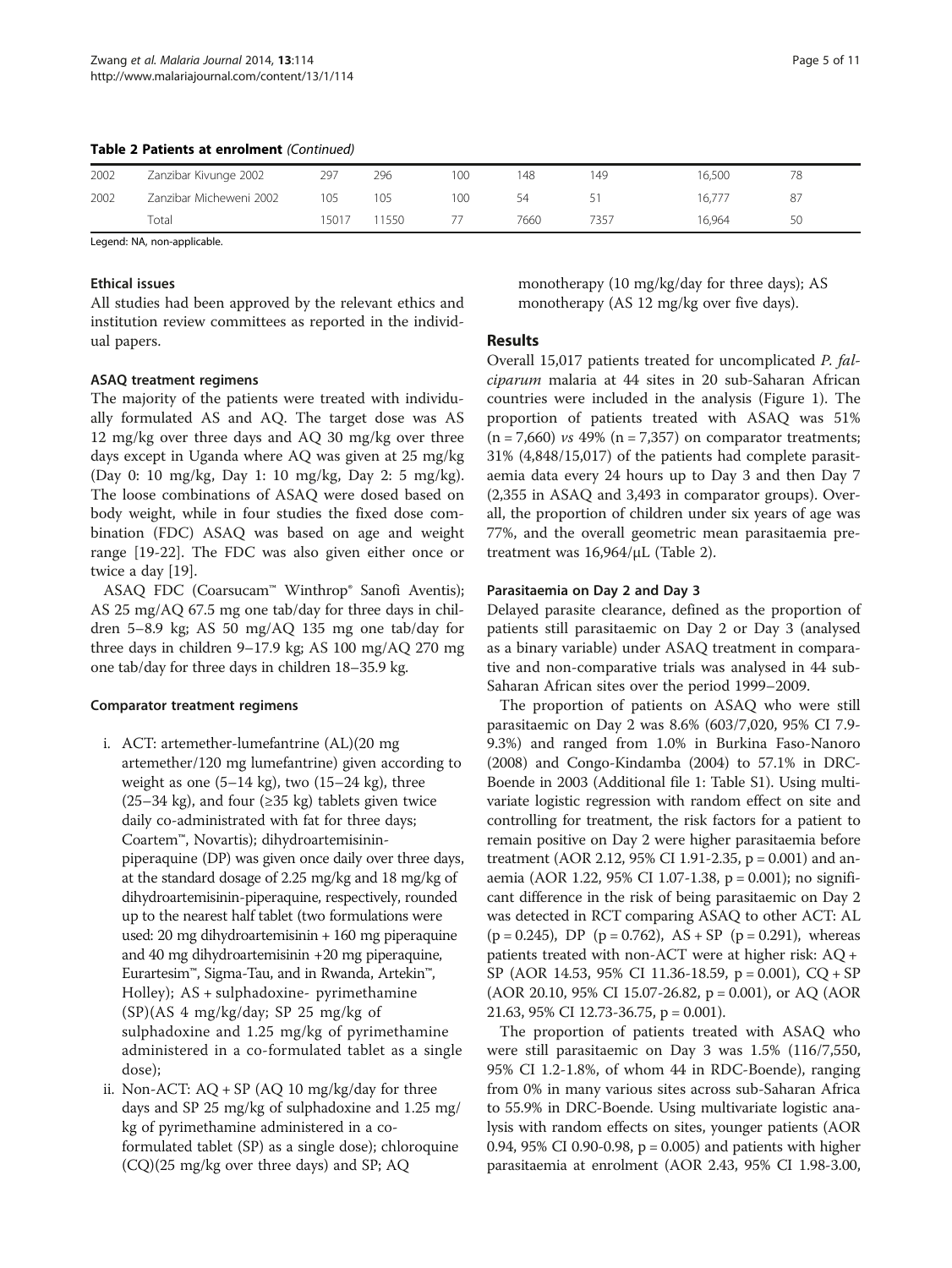**Table 2 Patients at enrolment** *(Continued)*

| | | | | | | | | |
|---|---|---|---|---|---|---|---|---|
| 2002 | Zanzibar Kivunge 2002 | 297 | 296 | 100 | 148 | 149 | 16,500 | 78 |
| 2002 | Zanzibar Micheweni 2002 | 105 | 105 | 100 | 54 | 51 | 16,777 | 87 |
| | Total | 15017 | 11550 | 77 | 7660 | 7357 | 16,964 | 50 |

Legend: NA, non-applicable.

### Ethical issues

All studies had been approved by the relevant ethics and institution review committees as reported in the individual papers.

### ASAQ treatment regimens

The majority of the patients were treated with individually formulated AS and AQ. The target dose was AS 12 mg/kg over three days and AQ 30 mg/kg over three days except in Uganda where AQ was given at 25 mg/kg (Day 0: 10 mg/kg, Day 1: 10 mg/kg, Day 2: 5 mg/kg). The loose combinations of ASAQ were dosed based on body weight, while in four studies the fixed dose combination (FDC) ASAQ was based on age and weight range [19-22]. The FDC was also given either once or twice a day [19].

ASAQ FDC (Coarsucam™ Winthrop® Sanofi Aventis); AS 25 mg/AQ 67.5 mg one tab/day for three days in children 5–8.9 kg; AS 50 mg/AQ 135 mg one tab/day for three days in children 9–17.9 kg; AS 100 mg/AQ 270 mg one tab/day for three days in children 18–35.9 kg.

### Comparator treatment regimens

i. ACT: artemether-lumefantrine (AL)(20 mg artemether/120 mg lumefantrine) given according to weight as one (5–14 kg), two (15–24 kg), three (25–34 kg), and four (≥35 kg) tablets given twice daily co-administrated with fat for three days; Coartem™, Novartis); dihydroartemisinin-piperaquine (DP) was given once daily over three days, at the standard dosage of 2.25 mg/kg and 18 mg/kg of dihydroartemisinin-piperaquine, respectively, rounded up to the nearest half tablet (two formulations were used: 20 mg dihydroartemisinin + 160 mg piperaquine and 40 mg dihydroartemisinin +20 mg piperaquine, Eurartesim™, Sigma-Tau, and in Rwanda, Artekin™, Holley); AS + sulphadoxine- pyrimethamine (SP)(AS 4 mg/kg/day; SP 25 mg/kg of sulphadoxine and 1.25 mg/kg of pyrimethamine administered in a co-formulated tablet as a single dose);
ii. Non-ACT: AQ + SP (AQ 10 mg/kg/day for three days and SP 25 mg/kg of sulphadoxine and 1.25 mg/kg of pyrimethamine administered in a co-formulated tablet (SP) as a single dose); chloroquine (CQ)(25 mg/kg over three days) and SP; AQ monotherapy (10 mg/kg/day for three days); AS monotherapy (AS 12 mg/kg over five days).

## Results

Overall 15,017 patients treated for uncomplicated *P. falciparum* malaria at 44 sites in 20 sub-Saharan African countries were included in the analysis (Figure 1). The proportion of patients treated with ASAQ was 51% (n = 7,660) *vs* 49% (n = 7,357) on comparator treatments; 31% (4,848/15,017) of the patients had complete parasitaemia data every 24 hours up to Day 3 and then Day 7 (2,355 in ASAQ and 3,493 in comparator groups). Overall, the proportion of children under six years of age was 77%, and the overall geometric mean parasitaemia pretreatment was 16,964/μL (Table 2).

### Parasitaemia on Day 2 and Day 3

Delayed parasite clearance, defined as the proportion of patients still parasitaemic on Day 2 or Day 3 (analysed as a binary variable) under ASAQ treatment in comparative and non-comparative trials was analysed in 44 sub-Saharan African sites over the period 1999–2009.

The proportion of patients on ASAQ who were still parasitaemic on Day 2 was 8.6% (603/7,020, 95% CI 7.9-9.3%) and ranged from 1.0% in Burkina Faso-Nanoro (2008) and Congo-Kindamba (2004) to 57.1% in DRC-Boende in 2003 (Additional file 1: Table S1). Using multivariate logistic regression with random effect on site and controlling for treatment, the risk factors for a patient to remain positive on Day 2 were higher parasitaemia before treatment (AOR 2.12, 95% CI 1.91-2.35, $p = 0.001$) and anaemia (AOR 1.22, 95% CI 1.07-1.38, $p = 0.001$); no significant difference in the risk of being parasitaemic on Day 2 was detected in RCT comparing ASAQ to other ACT: AL ($p = 0.245$), DP ($p = 0.762$), AS + SP ($p = 0.291$), whereas patients treated with non-ACT were at higher risk: AQ + SP (AOR 14.53, 95% CI 11.36-18.59, $p = 0.001$), CQ + SP (AOR 20.10, 95% CI 15.07-26.82, $p = 0.001$), or AQ (AOR 21.63, 95% CI 12.73-36.75, $p = 0.001$).

The proportion of patients treated with ASAQ who were still parasitaemic on Day 3 was 1.5% (116/7,550, 95% CI 1.2-1.8%, of whom 44 in RDC-Boende), ranging from 0% in many various sites across sub-Saharan Africa to 55.9% in DRC-Boende. Using multivariate logistic analysis with random effects on sites, younger patients (AOR 0.94, 95% CI 0.90-0.98, $p = 0.005$) and patients with higher parasitaemia at enrolment (AOR 2.43, 95% CI 1.98-3.00,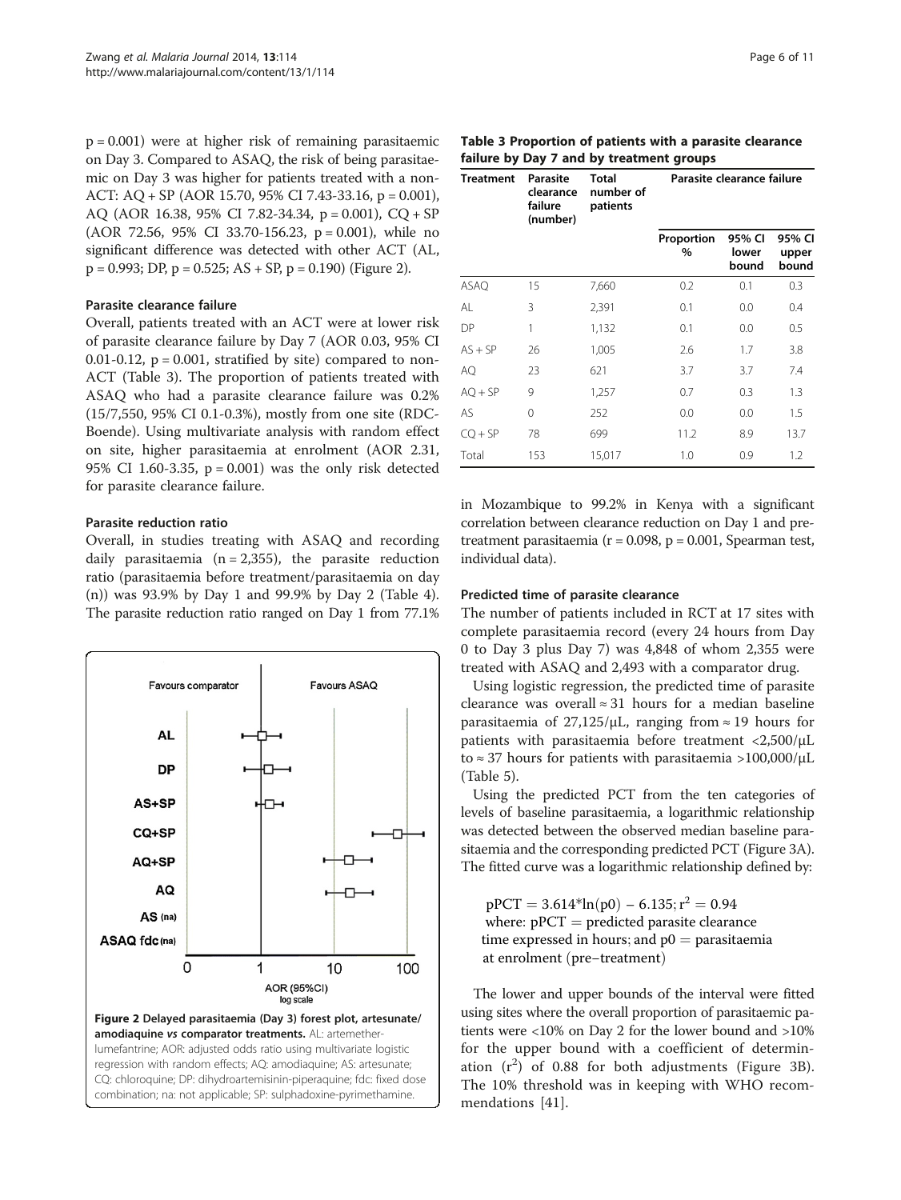p = 0.001) were at higher risk of remaining parasitaemic on Day 3. Compared to ASAQ, the risk of being parasitaemic on Day 3 was higher for patients treated with a non-ACT: AQ + SP (AOR 15.70, 95% CI 7.43-33.16, p = 0.001), AQ (AOR 16.38, 95% CI 7.82-34.34, p = 0.001), CQ + SP (AOR 72.56, 95% CI 33.70-156.23, p = 0.001), while no significant difference was detected with other ACT (AL, p = 0.993; DP, p = 0.525; AS + SP, p = 0.190) (Figure 2).

### Parasite clearance failure

Overall, patients treated with an ACT were at lower risk of parasite clearance failure by Day 7 (AOR 0.03, 95% CI 0.01-0.12, p = 0.001, stratified by site) compared to non-ACT (Table 3). The proportion of patients treated with ASAQ who had a parasite clearance failure was 0.2% (15/7,550, 95% CI 0.1-0.3%), mostly from one site (RDC-Boende). Using multivariate analysis with random effect on site, higher parasitaemia at enrolment (AOR 2.31, 95% CI 1.60-3.35, p = 0.001) was the only risk detected for parasite clearance failure.

### Parasite reduction ratio

Overall, in studies treating with ASAQ and recording daily parasitaemia (n = 2,355), the parasite reduction ratio (parasitaemia before treatment/parasitaemia on day (n)) was 93.9% by Day 1 and 99.9% by Day 2 (Table 4). The parasite reduction ratio ranged on Day 1 from 77.1% in Mozambique to 99.2% in Kenya with a significant correlation between clearance reduction on Day 1 and pre-treatment parasitaemia (r = 0.098, p = 0.001, Spearman test, individual data).

Figure 2 Delayed parasitaemia (Day 3) forest plot, artesunate/amodiaquine *vs* comparator treatments. AL: artemether-lumefantrine; AOR: adjusted odds ratio using multivariate logistic regression with random effects; AQ: amodiaquine; AS: artesunate; CQ: chloroquine; DP: dihydroartemisinin-piperaquine; fdc: fixed dose combination; na: not applicable; SP: sulphadoxine-pyrimethamine.

**Table 3 Proportion of patients with a parasite clearance failure by Day 7 and by treatment groups**

| Treatment | Parasite clearance failure (number) | Total number of patients | Parasite clearance failure | | |
|---|---|---|---|---|---|
| | | | Proportion % | 95% CI lower bound | 95% CI upper bound |
| ASAQ | 15 | 7,660 | 0.2 | 0.1 | 0.3 |
| AL | 3 | 2,391 | 0.1 | 0.0 | 0.4 |
| DP | 1 | 1,132 | 0.1 | 0.0 | 0.5 |
| AS + SP | 26 | 1,005 | 2.6 | 1.7 | 3.8 |
| AQ | 23 | 621 | 3.7 | 3.7 | 7.4 |
| AQ + SP | 9 | 1,257 | 0.7 | 0.3 | 1.3 |
| AS | 0 | 252 | 0.0 | 0.0 | 1.5 |
| CQ + SP | 78 | 699 | 11.2 | 8.9 | 13.7 |
| Total | 153 | 15,017 | 1.0 | 0.9 | 1.2 |

### Predicted time of parasite clearance

The number of patients included in RCT at 17 sites with complete parasitaemia record (every 24 hours from Day 0 to Day 3 plus Day 7) was 4,848 of whom 2,355 were treated with ASAQ and 2,493 with a comparator drug.

Using logistic regression, the predicted time of parasite clearance was overall ≈ 31 hours for a median baseline parasitaemia of 27,125/μL, ranging from ≈ 19 hours for patients with parasitaemia before treatment <2,500/μL to ≈ 37 hours for patients with parasitaemia >100,000/μL (Table 5).

Using the predicted PCT from the ten categories of levels of baseline parasitaemia, a logarithmic relationship was detected between the observed median baseline parasitaemia and the corresponding predicted PCT (Figure 3A). The fitted curve was a logarithmic relationship defined by:

$$pPCT = 3.614 * \ln(p0) - 6.135;\ r^2 = 0.94$$

where: pPCT = predicted parasite clearance time expressed in hours; and p0 = parasitaemia at enrolment (pre-treatment)

The lower and upper bounds of the interval were fitted using sites where the overall proportion of parasitaemic patients were <10% on Day 2 for the lower bound and >10% for the upper bound with a coefficient of determination ($r^2$) of 0.88 for both adjustments (Figure 3B). The 10% threshold was in keeping with WHO recommendations [41].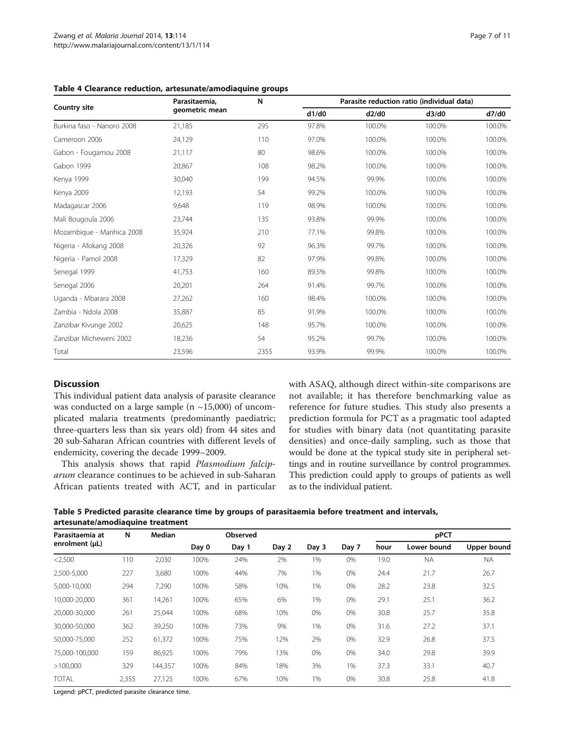**Table 4 Clearance reduction, artesunate/amodiaquine groups**

| Country site | Parasitaemia, geometric mean | N | Parasite reduction ratio (individual data) | | | |
|---|---|---|---|---|---|---|
| | | | d1/d0 | d2/d0 | d3/d0 | d7/d0 |
| Burkina faso - Nanoro 2008 | 21,185 | 295 | 97.8% | 100.0% | 100.0% | 100.0% |
| Cameroon 2006 | 24,129 | 110 | 97.0% | 100.0% | 100.0% | 100.0% |
| Gabon - Fougamou 2008 | 21,117 | 80 | 98.6% | 100.0% | 100.0% | 100.0% |
| Gabon 1999 | 20,867 | 108 | 98.2% | 100.0% | 100.0% | 100.0% |
| Kenya 1999 | 30,040 | 199 | 94.5% | 99.9% | 100.0% | 100.0% |
| Kenya 2009 | 12,193 | 54 | 99.2% | 100.0% | 100.0% | 100.0% |
| Madagascar 2006 | 9,648 | 119 | 98.9% | 100.0% | 100.0% | 100.0% |
| Mali Bougoula 2006 | 23,744 | 135 | 93.8% | 99.9% | 100.0% | 100.0% |
| Mozambique - Manhica 2008 | 35,924 | 210 | 77.1% | 99.8% | 100.0% | 100.0% |
| Nigeria - Afokang 2008 | 20,326 | 92 | 96.3% | 99.7% | 100.0% | 100.0% |
| Nigeria - Pamol 2008 | 17,329 | 82 | 97.9% | 99.8% | 100.0% | 100.0% |
| Senegal 1999 | 41,753 | 160 | 89.5% | 99.8% | 100.0% | 100.0% |
| Senegal 2006 | 20,201 | 264 | 91.4% | 99.7% | 100.0% | 100.0% |
| Uganda - Mbarara 2008 | 27,262 | 160 | 98.4% | 100.0% | 100.0% | 100.0% |
| Zambia - Ndola 2008 | 35,887 | 85 | 91.9% | 100.0% | 100.0% | 100.0% |
| Zanzibar Kivunge 2002 | 20,625 | 148 | 95.7% | 100.0% | 100.0% | 100.0% |
| Zanzibar Micheweni 2002 | 18,236 | 54 | 95.2% | 99.7% | 100.0% | 100.0% |
| Total | 23,596 | 2355 | 93.9% | 99.9% | 100.0% | 100.0% |

## Discussion

This individual patient data analysis of parasite clearance was conducted on a large sample (n ~15,000) of uncomplicated malaria treatments (predominantly paediatric; three-quarters less than six years old) from 44 sites and 20 sub-Saharan African countries with different levels of endemicity, covering the decade 1999–2009.

This analysis shows that rapid *Plasmodium falciparum* clearance continues to be achieved in sub-Saharan African patients treated with ACT, and in particular with ASAQ, although direct within-site comparisons are not available; it has therefore benchmarking value as reference for future studies. This study also presents a prediction formula for PCT as a pragmatic tool adapted for studies with binary data (not quantitating parasite densities) and once-daily sampling, such as those that would be done at the typical study site in peripheral settings and in routine surveillance by control programmes. This prediction could apply to groups of patients as well as to the individual patient.

**Table 5 Predicted parasite clearance time by groups of parasitaemia before treatment and intervals, artesunate/amodiaquine treatment**

| Parasitaemia at enrolment (µL) | N | Median | Observed | | | | | pPCT | | |
|---|---|---|---|---|---|---|---|---|---|---|
| | | | Day 0 | Day 1 | Day 2 | Day 3 | Day 7 | hour | Lower bound | Upper bound |
| <2,500 | 110 | 2,030 | 100% | 24% | 2% | 1% | 0% | 19.0 | NA | NA |
| 2,500-5,000 | 227 | 3,680 | 100% | 44% | 7% | 1% | 0% | 24.4 | 21.7 | 26.7 |
| 5,000-10,000 | 294 | 7,290 | 100% | 58% | 10% | 1% | 0% | 28.2 | 23.8 | 32.5 |
| 10,000-20,000 | 361 | 14,261 | 100% | 65% | 6% | 1% | 0% | 29.1 | 25.1 | 36.2 |
| 20,000-30,000 | 261 | 25,044 | 100% | 68% | 10% | 0% | 0% | 30.8 | 25.7 | 35.8 |
| 30,000-50,000 | 362 | 39,250 | 100% | 73% | 9% | 1% | 0% | 31.6 | 27.2 | 37.1 |
| 50,000-75,000 | 252 | 61,372 | 100% | 75% | 12% | 2% | 0% | 32.9 | 26.8 | 37.5 |
| 75,000-100,000 | 159 | 86,925 | 100% | 79% | 13% | 0% | 0% | 34.0 | 29.8 | 39.9 |
| >100,000 | 329 | 144,357 | 100% | 84% | 18% | 3% | 1% | 37.3 | 33.1 | 40.7 |
| TOTAL | 2,355 | 27,125 | 100% | 67% | 10% | 1% | 0% | 30.8 | 25.8 | 41.8 |

Legend: pPCT, predicted parasite clearance time.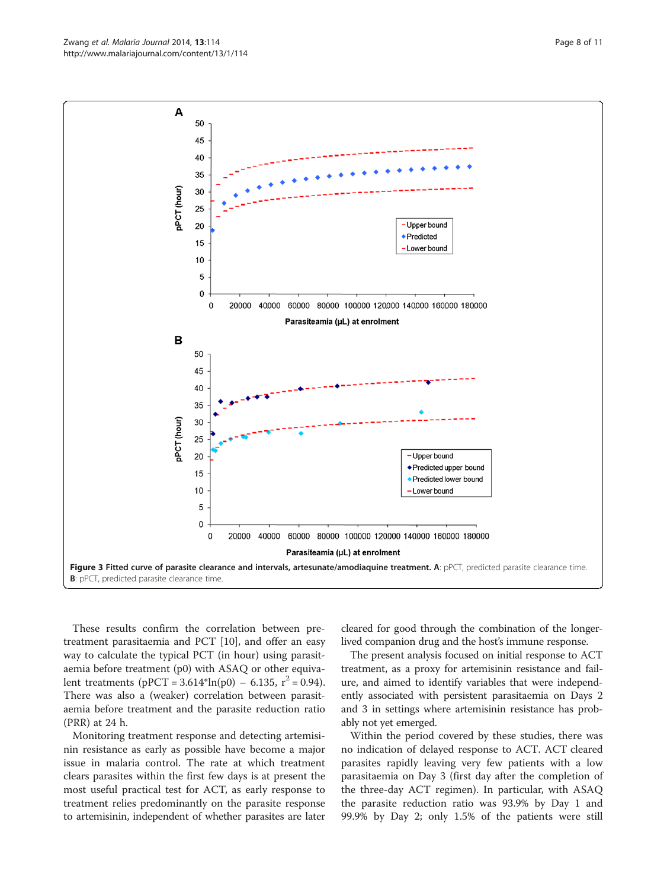**Figure 3 Fitted curve of parasite clearance and intervals, artesunate/amodiaquine treatment. A**: pPCT, predicted parasite clearance time. **B**: pPCT, predicted parasite clearance time.

These results confirm the correlation between pre-treatment parasitaemia and PCT [10], and offer an easy way to calculate the typical PCT (in hour) using parasitaemia before treatment (p0) with ASAQ or other equivalent treatments (pPCT = 3.614*ln(p0) − 6.135, $r^2 = 0.94$). There was also a (weaker) correlation between parasitaemia before treatment and the parasite reduction ratio (PRR) at 24 h.

Monitoring treatment response and detecting artemisinin resistance as early as possible have become a major issue in malaria control. The rate at which treatment clears parasites within the first few days is at present the most useful practical test for ACT, as early response to treatment relies predominantly on the parasite response to artemisinin, independent of whether parasites are later cleared for good through the combination of the longer-lived companion drug and the host's immune response.

The present analysis focused on initial response to ACT treatment, as a proxy for artemisinin resistance and failure, and aimed to identify variables that were independently associated with persistent parasitaemia on Days 2 and 3 in settings where artemisinin resistance has probably not yet emerged.

Within the period covered by these studies, there was no indication of delayed response to ACT. ACT cleared parasites rapidly leaving very few patients with a low parasitaemia on Day 3 (first day after the completion of the three-day ACT regimen). In particular, with ASAQ the parasite reduction ratio was 93.9% by Day 1 and 99.9% by Day 2; only 1.5% of the patients were still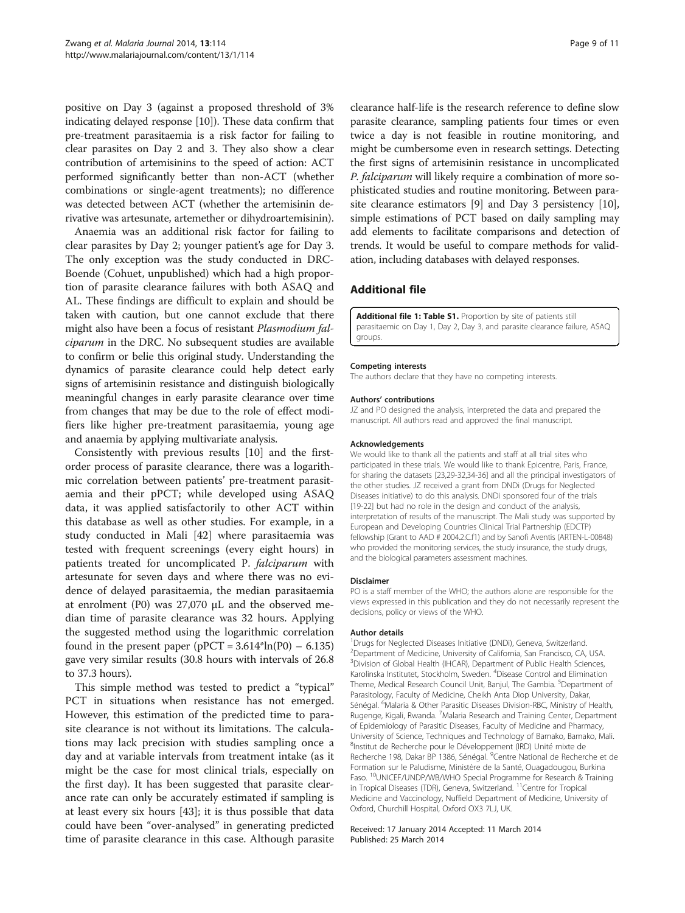positive on Day 3 (against a proposed threshold of 3% indicating delayed response [10]). These data confirm that pre-treatment parasitaemia is a risk factor for failing to clear parasites on Day 2 and 3. They also show a clear contribution of artemisinins to the speed of action: ACT performed significantly better than non-ACT (whether combinations or single-agent treatments); no difference was detected between ACT (whether the artemisinin derivative was artesunate, artemether or dihydroartemisinin).

Anaemia was an additional risk factor for failing to clear parasites by Day 2; younger patient's age for Day 3. The only exception was the study conducted in DRC-Boende (Cohuet, unpublished) which had a high proportion of parasite clearance failures with both ASAQ and AL. These findings are difficult to explain and should be taken with caution, but one cannot exclude that there might also have been a focus of resistant *Plasmodium falciparum* in the DRC. No subsequent studies are available to confirm or belie this original study. Understanding the dynamics of parasite clearance could help detect early signs of artemisinin resistance and distinguish biologically meaningful changes in early parasite clearance over time from changes that may be due to the role of effect modifiers like higher pre-treatment parasitaemia, young age and anaemia by applying multivariate analysis.

Consistently with previous results [10] and the first-order process of parasite clearance, there was a logarithmic correlation between patients' pre-treatment parasitaemia and their pPCT; while developed using ASAQ data, it was applied satisfactorily to other ACT within this database as well as other studies. For example, in a study conducted in Mali [42] where parasitaemia was tested with frequent screenings (every eight hours) in patients treated for uncomplicated P. *falciparum* with artesunate for seven days and where there was no evidence of delayed parasitaemia, the median parasitaemia at enrolment (P0) was 27,070 µL and the observed median time of parasite clearance was 32 hours. Applying the suggested method using the logarithmic correlation found in the present paper ($pPCT = 3.614*\ln(P0) - 6.135$) gave very similar results (30.8 hours with intervals of 26.8 to 37.3 hours).

This simple method was tested to predict a "typical" PCT in situations when resistance has not emerged. However, this estimation of the predicted time to parasite clearance is not without its limitations. The calculations may lack precision with studies sampling once a day and at variable intervals from treatment intake (as it might be the case for most clinical trials, especially on the first day). It has been suggested that parasite clearance rate can only be accurately estimated if sampling is at least every six hours [43]; it is thus possible that data could have been "over-analysed" in generating predicted time of parasite clearance in this case. Although parasite clearance half-life is the research reference to define slow parasite clearance, sampling patients four times or even twice a day is not feasible in routine monitoring, and might be cumbersome even in research settings. Detecting the first signs of artemisinin resistance in uncomplicated *P. falciparum* will likely require a combination of more sophisticated studies and routine monitoring. Between parasite clearance estimators [9] and Day 3 persistency [10], simple estimations of PCT based on daily sampling may add elements to facilitate comparisons and detection of trends. It would be useful to compare methods for validation, including databases with delayed responses.

## Additional file

**Additional file 1: Table S1.** Proportion by site of patients still parasitaemic on Day 1, Day 2, Day 3, and parasite clearance failure, ASAQ groups.

#### Competing interests

The authors declare that they have no competing interests.

#### Authors' contributions

JZ and PO designed the analysis, interpreted the data and prepared the manuscript. All authors read and approved the final manuscript.

#### Acknowledgements

We would like to thank all the patients and staff at all trial sites who participated in these trials. We would like to thank Epicentre, Paris, France, for sharing the datasets [23,29-32,34-36] and all the principal investigators of the other studies. JZ received a grant from DNDi (Drugs for Neglected Diseases initiative) to do this analysis. DNDi sponsored four of the trials [19-22] but had no role in the design and conduct of the analysis, interpretation of results of the manuscript. The Mali study was supported by European and Developing Countries Clinical Trial Partnership (EDCTP) fellowship (Grant to AAD # 2004.2.C.f1) and by Sanofi Aventis (ARTEN-L-00848) who provided the monitoring services, the study insurance, the study drugs, and the biological parameters assessment machines.

#### Disclaimer

PO is a staff member of the WHO; the authors alone are responsible for the views expressed in this publication and they do not necessarily represent the decisions, policy or views of the WHO.

#### Author details

[1]Drugs for Neglected Diseases Initiative (DNDi), Geneva, Switzerland. [2]Department of Medicine, University of California, San Francisco, CA, USA. [3]Division of Global Health (IHCAR), Department of Public Health Sciences, Karolinska Institutet, Stockholm, Sweden. [4]Disease Control and Elimination Theme, Medical Research Council Unit, Banjul, The Gambia. [5]Department of Parasitology, Faculty of Medicine, Cheikh Anta Diop University, Dakar, Sénégal. [6]Malaria & Other Parasitic Diseases Division-RBC, Ministry of Health, Rugenge, Kigali, Rwanda. [7]Malaria Research and Training Center, Department of Epidemiology of Parasitic Diseases, Faculty of Medicine and Pharmacy, University of Science, Techniques and Technology of Bamako, Bamako, Mali. [8]Institut de Recherche pour le Développement (IRD) Unité mixte de Recherche 198, Dakar BP 1386, Sénégal. [9]Centre National de Recherche et de Formation sur le Paludisme, Ministère de la Santé, Ouagadougou, Burkina Faso. [10]UNICEF/UNDP/WB/WHO Special Programme for Research & Training in Tropical Diseases (TDR), Geneva, Switzerland. [11]Centre for Tropical Medicine and Vaccinology, Nuffield Department of Medicine, University of Oxford, Churchill Hospital, Oxford OX3 7LJ, UK.

Received: 17 January 2014 Accepted: 11 March 2014
Published: 25 March 2014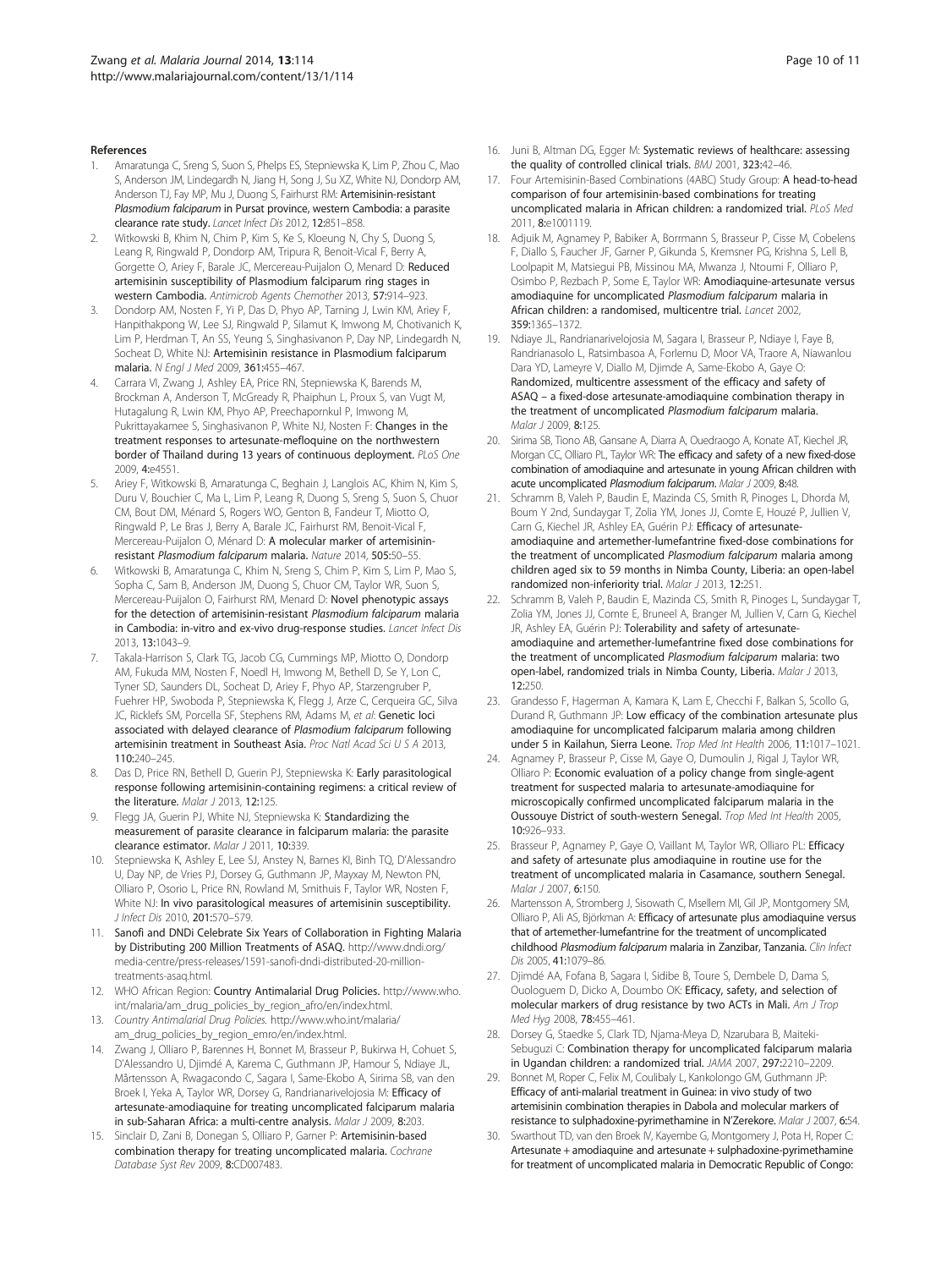## References

1. Amaratunga C, Sreng S, Suon S, Phelps ES, Stepniewska K, Lim P, Zhou C, Mao S, Anderson JM, Lindegardh N, Jiang H, Song J, Su XZ, White NJ, Dondorp AM, Anderson TJ, Fay MP, Mu J, Duong S, Fairhurst RM: **Artemisinin-resistant *Plasmodium falciparum* in Pursat province, western Cambodia: a parasite clearance rate study.** *Lancet Infect Dis* 2012, **12:**851–858.
2. Witkowski B, Khim N, Chim P, Kim S, Ke S, Kloeung N, Chy S, Duong S, Leang R, Ringwald P, Dondorp AM, Tripura R, Benoit-Vical F, Berry A, Gorgette O, Ariey F, Barale JC, Mercereau-Puijalon O, Menard D: **Reduced artemisinin susceptibility of Plasmodium falciparum ring stages in western Cambodia.** *Antimicrob Agents Chemother* 2013, **57:**914–923.
3. Dondorp AM, Nosten F, Yi P, Das D, Phyo AP, Tarning J, Lwin KM, Ariey F, Hanpithakpong W, Lee SJ, Ringwald P, Silamut K, Imwong M, Chotivanich K, Lim P, Herdman T, An SS, Yeung S, Singhasivanon P, Day NP, Lindegardh N, Socheat D, White NJ: **Artemisinin resistance in Plasmodium falciparum malaria.** *N Engl J Med* 2009, **361:**455–467.
4. Carrara VI, Zwang J, Ashley EA, Price RN, Stepniewska K, Barends M, Brockman A, Anderson T, McGready R, Phaiphun L, Proux S, van Vugt M, Hutagalung R, Lwin KM, Phyo AP, Preechapornkul P, Imwong M, Pukrittayakamee S, Singhasivanon P, White NJ, Nosten F: **Changes in the treatment responses to artesunate-mefloquine on the northwestern border of Thailand during 13 years of continuous deployment.** *PLoS One* 2009, **4:**e4551.
5. Ariey F, Witkowski B, Amaratunga C, Beghain J, Langlois AC, Khim N, Kim S, Duru V, Bouchier C, Ma L, Lim P, Leang R, Duong S, Sreng S, Suon S, Chuor CM, Bout DM, Ménard S, Rogers WO, Genton B, Fandeur T, Miotto O, Ringwald P, Le Bras J, Berry A, Barale JC, Fairhurst RM, Benoit-Vical F, Mercereau-Puijalon O, Ménard D: **A molecular marker of artemisinin-resistant *Plasmodium falciparum* malaria.** *Nature* 2014, **505:**50–55.
6. Witkowski B, Amaratunga C, Khim N, Sreng S, Chim P, Kim S, Lim P, Mao S, Sopha C, Sam B, Anderson JM, Duong S, Chuor CM, Taylor WR, Suon S, Mercereau-Puijalon O, Fairhurst RM, Menard D: **Novel phenotypic assays for the detection of artemisinin-resistant *Plasmodium falciparum* malaria in Cambodia: in-vitro and ex-vivo drug-response studies.** *Lancet Infect Dis* 2013, **13:**1043–9.
7. Takala-Harrison S, Clark TG, Jacob CG, Cummings MP, Miotto O, Dondorp AM, Fukuda MM, Nosten F, Noedl H, Imwong M, Bethell D, Se Y, Lon C, Tyner SD, Saunders DL, Socheat D, Ariey F, Phyo AP, Starzengruber P, Fuehrer HP, Swoboda P, Stepniewska K, Flegg J, Arze C, Cerqueira GC, Silva JC, Ricklefs SM, Porcella SF, Stephens RM, Adams M, *et al*: **Genetic loci associated with delayed clearance of *Plasmodium falciparum* following artemisinin treatment in Southeast Asia.** *Proc Natl Acad Sci U S A* 2013, **110:**240–245.
8. Das D, Price RN, Bethell D, Guerin PJ, Stepniewska K: **Early parasitological response following artemisinin-containing regimens: a critical review of the literature.** *Malar J* 2013, **12:**125.
9. Flegg JA, Guerin PJ, White NJ, Stepniewska K: **Standardizing the measurement of parasite clearance in falciparum malaria: the parasite clearance estimator.** *Malar J* 2011, **10:**339.
10. Stepniewska K, Ashley E, Lee SJ, Anstey N, Barnes KI, Binh TQ, D'Alessandro U, Day NP, de Vries PJ, Dorsey G, Guthmann JP, Mayxay M, Newton PN, Olliaro P, Osorio L, Price RN, Rowland M, Smithuis F, Taylor WR, Nosten F, White NJ: **In vivo parasitological measures of artemisinin susceptibility.** *J Infect Dis* 2010, **201:**570–579.
11. **Sanofi and DNDi Celebrate Six Years of Collaboration in Fighting Malaria by Distributing 200 Million Treatments of ASAQ.** http://www.dndi.org/media-centre/press-releases/1591-sanofi-dndi-distributed-20-million-treatments-asaq.html.
12. WHO African Region: **Country Antimalarial Drug Policies.** http://www.who.int/malaria/am_drug_policies_by_region_afro/en/index.html.
13. *Country Antimalarial Drug Policies.* http://www.who.int/malaria/am_drug_policies_by_region_emro/en/index.html.
14. Zwang J, Olliaro P, Barennes H, Bonnet M, Brasseur P, Bukirwa H, Cohuet S, D'Alessandro U, Djimdé A, Karema C, Guthmann JP, Hamour S, Ndiaye JL, Mårtensson A, Rwagacondo C, Sagara I, Same-Ekobo A, Sirima SB, van den Broek I, Yeka A, Taylor WR, Dorsey G, Randrianarivelojosia M: **Efficacy of artesunate-amodiaquine for treating uncomplicated falciparum malaria in sub-Saharan Africa: a multi-centre analysis.** *Malar J* 2009, **8:**203.
15. Sinclair D, Zani B, Donegan S, Olliaro P, Garner P: **Artemisinin-based combination therapy for treating uncomplicated malaria.** *Cochrane Database Syst Rev* 2009, **8:**CD007483.
16. Juni B, Altman DG, Egger M: **Systematic reviews of healthcare: assessing the quality of controlled clinical trials.** *BMJ* 2001, **323:**42–46.
17. Four Artemisinin-Based Combinations (4ABC) Study Group: **A head-to-head comparison of four artemisinin-based combinations for treating uncomplicated malaria in African children: a randomized trial.** *PLoS Med* 2011, **8:**e1001119.
18. Adjuik M, Agnamey P, Babiker A, Borrmann S, Brasseur P, Cisse M, Cobelens F, Diallo S, Faucher JF, Garner P, Gikunda S, Kremsner PG, Krishna S, Lell B, Loolpapit M, Matsiegui PB, Missinou MA, Mwanza J, Ntoumi F, Olliaro P, Osimbo P, Rezbach P, Some E, Taylor WR: **Amodiaquine-artesunate versus amodiaquine for uncomplicated *Plasmodium falciparum* malaria in African children: a randomised, multicentre trial.** *Lancet* 2002, **359:**1365–1372.
19. Ndiaye JL, Randrianarivelojosia M, Sagara I, Brasseur P, Ndiaye I, Faye B, Randrianasolo L, Ratsimbasoa A, Forlemu D, Moor VA, Traore A, Niawanlou Dara YD, Lameyre V, Diallo M, Djimde A, Same-Ekobo A, Gaye O: **Randomized, multicentre assessment of the efficacy and safety of ASAQ – a fixed-dose artesunate-amodiaquine combination therapy in the treatment of uncomplicated *Plasmodium falciparum* malaria.** *Malar J* 2009, **8:**125.
20. Sirima SB, Tiono AB, Gansane A, Diarra A, Ouedraogo A, Konate AT, Kiechel JR, Morgan CC, Olliaro PL, Taylor WR: **The efficacy and safety of a new fixed-dose combination of amodiaquine and artesunate in young African children with acute uncomplicated *Plasmodium falciparum*.** *Malar J* 2009, **8:**48.
21. Schramm B, Valeh P, Baudin E, Mazinda CS, Smith R, Pinoges L, Dhorda M, Boum Y 2nd, Sundaygar T, Zolia YM, Jones JJ, Comte E, Houzé P, Jullien V, Carn G, Kiechel JR, Ashley EA, Guérin PJ: **Efficacy of artesunate-amodiaquine and artemether-lumefantrine fixed-dose combinations for the treatment of uncomplicated *Plasmodium falciparum* malaria among children aged six to 59 months in Nimba County, Liberia: an open-label randomized non-inferiority trial.** *Malar J* 2013, **12:**251.
22. Schramm B, Valeh P, Baudin E, Mazinda CS, Smith R, Pinoges L, Sundaygar T, Zolia YM, Jones JJ, Comte E, Bruneel A, Branger M, Jullien V, Carn G, Kiechel JR, Ashley EA, Guérin PJ: **Tolerability and safety of artesunate-amodiaquine and artemether-lumefantrine fixed dose combinations for the treatment of uncomplicated *Plasmodium falciparum* malaria: two open-label, randomized trials in Nimba County, Liberia.** *Malar J* 2013, **12:**250.
23. Grandesso F, Hagerman A, Kamara K, Lam E, Checchi F, Balkan S, Scollo G, Durand R, Guthmann JP: **Low efficacy of the combination artesunate plus amodiaquine for uncomplicated falciparum malaria among children under 5 in Kailahun, Sierra Leone.** *Trop Med Int Health* 2006, **11:**1017–1021.
24. Agnamey P, Brasseur P, Cisse M, Gaye O, Dumoulin J, Rigal J, Taylor WR, Olliaro P: **Economic evaluation of a policy change from single-agent treatment for suspected malaria to artesunate-amodiaquine for microscopically confirmed uncomplicated falciparum malaria in the Oussouye District of south-western Senegal.** *Trop Med Int Health* 2005, **10:**926–933.
25. Brasseur P, Agnamey P, Gaye O, Vaillant M, Taylor WR, Olliaro PL: **Efficacy and safety of artesunate plus amodiaquine in routine use for the treatment of uncomplicated malaria in Casamance, southern Senegal.** *Malar J* 2007, **6:**150.
26. Martensson A, Stromberg J, Sisowath C, Msellem MI, Gil JP, Montgomery SM, Olliaro P, Ali AS, Björkman A: **Efficacy of artesunate plus amodiaquine versus that of artemether-lumefantrine for the treatment of uncomplicated childhood *Plasmodium falciparum* malaria in Zanzibar, Tanzania.** *Clin Infect Dis* 2005, **41:**1079–86.
27. Djimdé AA, Fofana B, Sagara I, Sidibe B, Toure S, Dembele D, Dama S, Ouologuem D, Dicko A, Doumbo OK: **Efficacy, safety, and selection of molecular markers of drug resistance by two ACTs in Mali.** *Am J Trop Med Hyg* 2008, **78:**455–461.
28. Dorsey G, Staedke S, Clark TD, Njama-Meya D, Nzarubara B, Maiteki-Sebuguzi C: **Combination therapy for uncomplicated falciparum malaria in Ugandan children: a randomized trial.** *JAMA* 2007, **297:**2210–2209.
29. Bonnet M, Roper C, Felix M, Coulibaly L, Kankolongo GM, Guthmann JP: **Efficacy of anti-malarial treatment in Guinea: in vivo study of two artemisinin combination therapies in Dabola and molecular markers of resistance to sulphadoxine-pyrimethamine in N'Zerekore.** *Malar J* 2007, **6:**54.
30. Swarthout TD, van den Broek IV, Kayembe G, Montgomery J, Pota H, Roper C: **Artesunate + amodiaquine and artesunate + sulphadoxine-pyrimethamine for treatment of uncomplicated malaria in Democratic Republic of Congo:**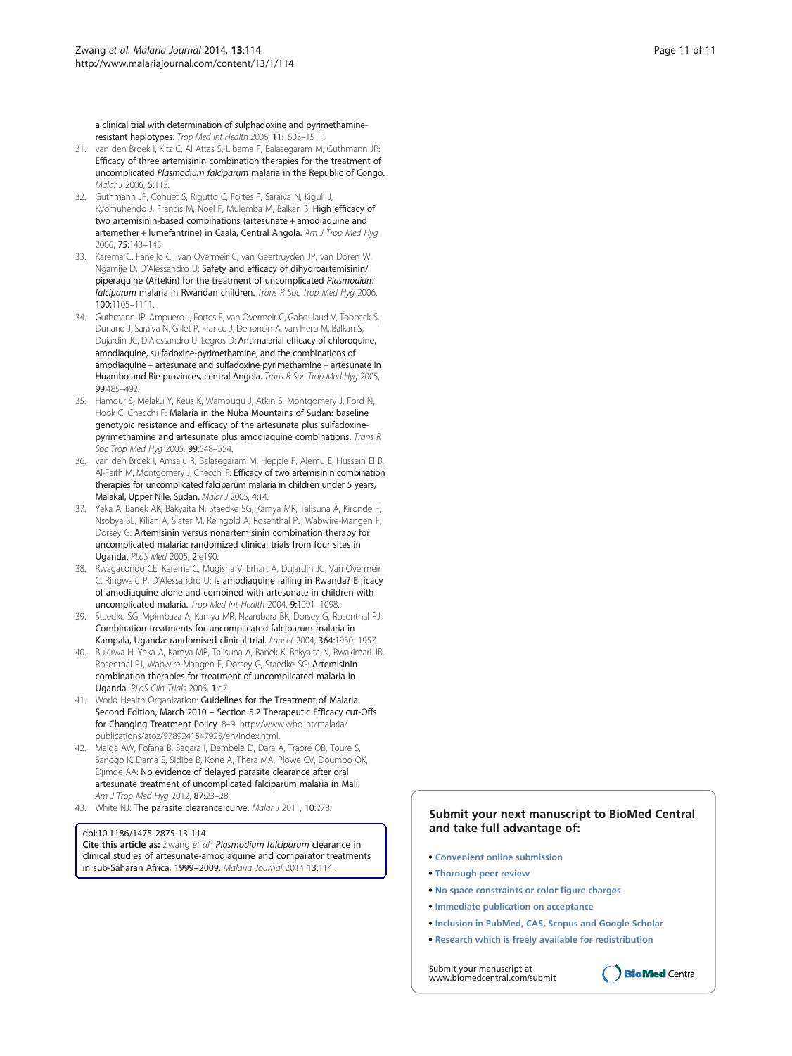a clinical trial with determination of sulphadoxine and pyrimethamine-resistant haplotypes. *Trop Med Int Health* 2006, **11**:1503–1511.

31. van den Broek I, Kitz C, Al Attas S, Libama F, Balasegaram M, Guthmann JP: Efficacy of three artemisinin combination therapies for the treatment of uncomplicated *Plasmodium falciparum* malaria in the Republic of Congo. *Malar J* 2006, **5**:113.
32. Guthmann JP, Cohuet S, Rigutto C, Fortes F, Saraiva N, Kiguli J, Kyomuhendo J, Francis M, Noël F, Mulemba M, Balkan S: High efficacy of two artemisinin-based combinations (artesunate + amodiaquine and artemether + lumefantrine) in Caala, Central Angola. *Am J Trop Med Hyg* 2006, **75**:143–145.
33. Karema C, Fanello CI, van Overmeir C, van Geertruyden JP, van Doren W, Ngamije D, D'Alessandro U: Safety and efficacy of dihydroartemisinin/piperaquine (Artekin) for the treatment of uncomplicated *Plasmodium falciparum* malaria in Rwandan children. *Trans R Soc Trop Med Hyg* 2006, **100**:1105–1111.
34. Guthmann JP, Ampuero J, Fortes F, van Overmeir C, Gaboulaud V, Tobback S, Dunand J, Saraiva N, Gillet P, Franco J, Denoncin A, van Herp M, Balkan S, Dujardin JC, D'Alessandro U, Legros D: Antimalarial efficacy of chloroquine, amodiaquine, sulfadoxine-pyrimethamine, and the combinations of amodiaquine + artesunate and sulfadoxine-pyrimethamine + artesunate in Huambo and Bie provinces, central Angola. *Trans R Soc Trop Med Hyg* 2005, **99**:485–492.
35. Hamour S, Melaku Y, Keus K, Wambugu J, Atkin S, Montgomery J, Ford N, Hook C, Checchi F: Malaria in the Nuba Mountains of Sudan: baseline genotypic resistance and efficacy of the artesunate plus sulfadoxine-pyrimethamine and artesunate plus amodiaquine combinations. *Trans R Soc Trop Med Hyg* 2005, **99**:548–554.
36. van den Broek I, Amsalu R, Balasegaram M, Hepple P, Alemu E, Hussein El B, Al-Faith M, Montgomery J, Checchi F: Efficacy of two artemisinin combination therapies for uncomplicated falciparum malaria in children under 5 years, Malakal, Upper Nile, Sudan. *Malar J* 2005, **4**:14.
37. Yeka A, Banek AK, Bakyaita N, Staedke SG, Kamya MR, Talisuna A, Kironde F, Nsobya SL, Kilian A, Slater M, Reingold A, Rosenthal PJ, Wabwire-Mangen F, Dorsey G: Artemisinin versus nonartemisinin combination therapy for uncomplicated malaria: randomized clinical trials from four sites in Uganda. *PLoS Med* 2005, **2**:e190.
38. Rwagacondo CE, Karema C, Mugisha V, Erhart A, Dujardin JC, Van Overmeir C, Ringwald P, D'Alessandro U: Is amodiaquine failing in Rwanda? Efficacy of amodiaquine alone and combined with artesunate in children with uncomplicated malaria. *Trop Med Int Health* 2004, **9**:1091–1098.
39. Staedke SG, Mpimbaza A, Kamya MR, Nzarubara BK, Dorsey G, Rosenthal PJ: Combination treatments for uncomplicated falciparum malaria in Kampala, Uganda: randomised clinical trial. *Lancet* 2004, **364**:1950–1957.
40. Bukirwa H, Yeka A, Kamya MR, Talisuna A, Banek K, Bakyaita N, Rwakimari JB, Rosenthal PJ, Wabwire-Mangen F, Dorsey G, Staedke SG: Artemisinin combination therapies for treatment of uncomplicated malaria in Uganda. *PLoS Clin Trials* 2006, **1**:e7.
41. World Health Organization: Guidelines for the Treatment of Malaria. Second Edition, March 2010 – Section 5.2 Therapeutic Efficacy cut-Offs for Changing Treatment Policy. 8–9. http://www.who.int/malaria/publications/atoz/9789241547925/en/index.html.
42. Maiga AW, Fofana B, Sagara I, Dembele D, Dara A, Traore OB, Toure S, Sanogo K, Dama S, Sidibe B, Kone A, Thera MA, Plowe CV, Doumbo OK, Djimde AA: No evidence of delayed parasite clearance after oral artesunate treatment of uncomplicated falciparum malaria in Mali. *Am J Trop Med Hyg* 2012, **87**:23–28.
43. White NJ: The parasite clearance curve. *Malar J* 2011, **10**:278.

doi:10.1186/1475-2875-13-114

**Cite this article as:** Zwang *et al.*: *Plasmodium falciparum* clearance in clinical studies of artesunate-amodiaquine and comparator treatments in sub-Saharan Africa, 1999–2009. *Malaria Journal* 2014 **13**:114.

**Submit your next manuscript to BioMed Central and take full advantage of:**

- Convenient online submission
- Thorough peer review
- No space constraints or color figure charges
- Immediate publication on acceptance
- Inclusion in PubMed, CAS, Scopus and Google Scholar
- Research which is freely available for redistribution

Submit your manuscript at www.biomedcentral.com/submit

BioMed Central